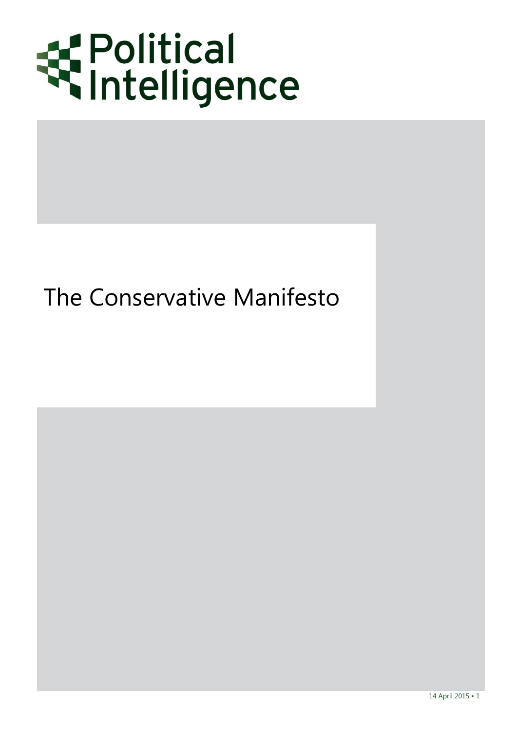Political Intelligence

# The Conservative Manifesto

14 April 2015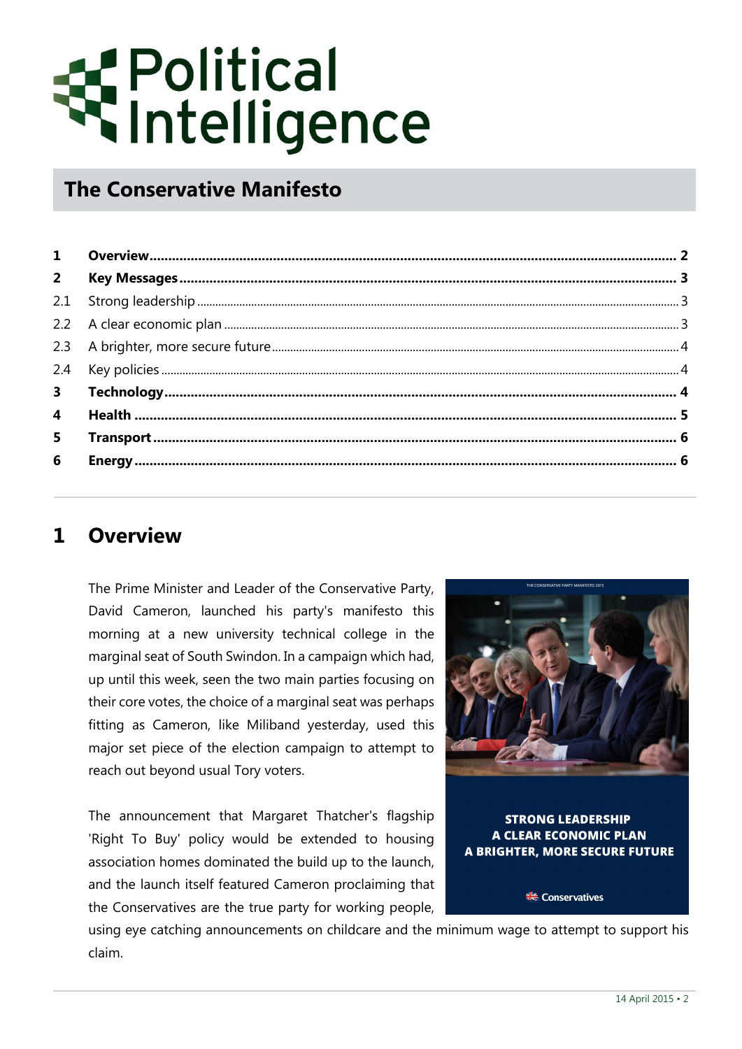# Political Intelligence

## The Conservative Manifesto

| | | |
|---|---|---|
| **1** | **Overview** | **2** |
| **2** | **Key Messages** | **3** |
| 2.1 | Strong leadership | 3 |
| 2.2 | A clear economic plan | 3 |
| 2.3 | A brighter, more secure future | 4 |
| 2.4 | Key policies | 4 |
| **3** | **Technology** | **4** |
| **4** | **Health** | **5** |
| **5** | **Transport** | **6** |
| **6** | **Energy** | **6** |

# 1 Overview

The Prime Minister and Leader of the Conservative Party, David Cameron, launched his party's manifesto this morning at a new university technical college in the marginal seat of South Swindon. In a campaign which had, up until this week, seen the two main parties focusing on their core votes, the choice of a marginal seat was perhaps fitting as Cameron, like Miliband yesterday, used this major set piece of the election campaign to attempt to reach out beyond usual Tory voters.

The announcement that Margaret Thatcher's flagship 'Right To Buy' policy would be extended to housing association homes dominated the build up to the launch, and the launch itself featured Cameron proclaiming that the Conservatives are the true party for working people, using eye catching announcements on childcare and the minimum wage to attempt to support his claim.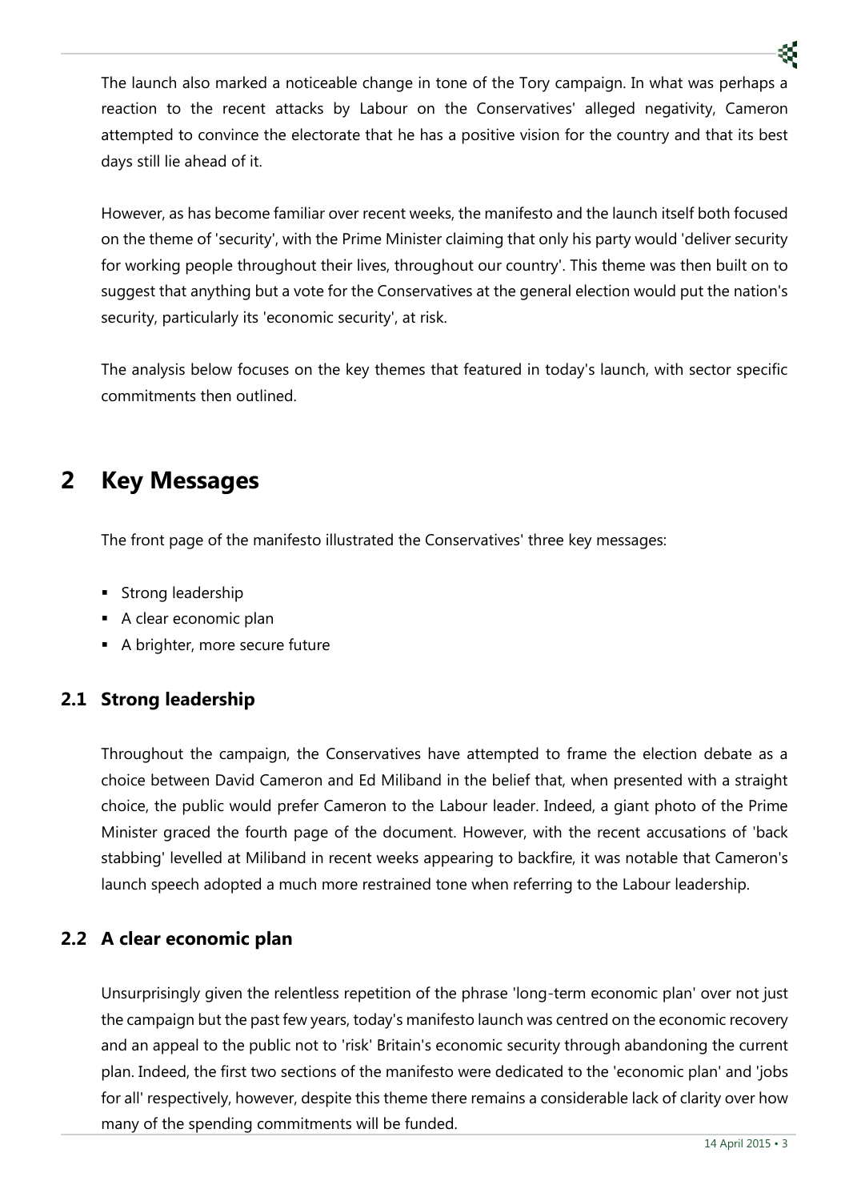The launch also marked a noticeable change in tone of the Tory campaign. In what was perhaps a reaction to the recent attacks by Labour on the Conservatives' alleged negativity, Cameron attempted to convince the electorate that he has a positive vision for the country and that its best days still lie ahead of it.

However, as has become familiar over recent weeks, the manifesto and the launch itself both focused on the theme of 'security', with the Prime Minister claiming that only his party would 'deliver security for working people throughout their lives, throughout our country'. This theme was then built on to suggest that anything but a vote for the Conservatives at the general election would put the nation's security, particularly its 'economic security', at risk.

The analysis below focuses on the key themes that featured in today's launch, with sector specific commitments then outlined.

# 2 Key Messages

The front page of the manifesto illustrated the Conservatives' three key messages:

- Strong leadership
- A clear economic plan
- A brighter, more secure future

## 2.1 Strong leadership

Throughout the campaign, the Conservatives have attempted to frame the election debate as a choice between David Cameron and Ed Miliband in the belief that, when presented with a straight choice, the public would prefer Cameron to the Labour leader. Indeed, a giant photo of the Prime Minister graced the fourth page of the document. However, with the recent accusations of 'back stabbing' levelled at Miliband in recent weeks appearing to backfire, it was notable that Cameron's launch speech adopted a much more restrained tone when referring to the Labour leadership.

## 2.2 A clear economic plan

Unsurprisingly given the relentless repetition of the phrase 'long-term economic plan' over not just the campaign but the past few years, today's manifesto launch was centred on the economic recovery and an appeal to the public not to 'risk' Britain's economic security through abandoning the current plan. Indeed, the first two sections of the manifesto were dedicated to the 'economic plan' and 'jobs for all' respectively, however, despite this theme there remains a considerable lack of clarity over how many of the spending commitments will be funded.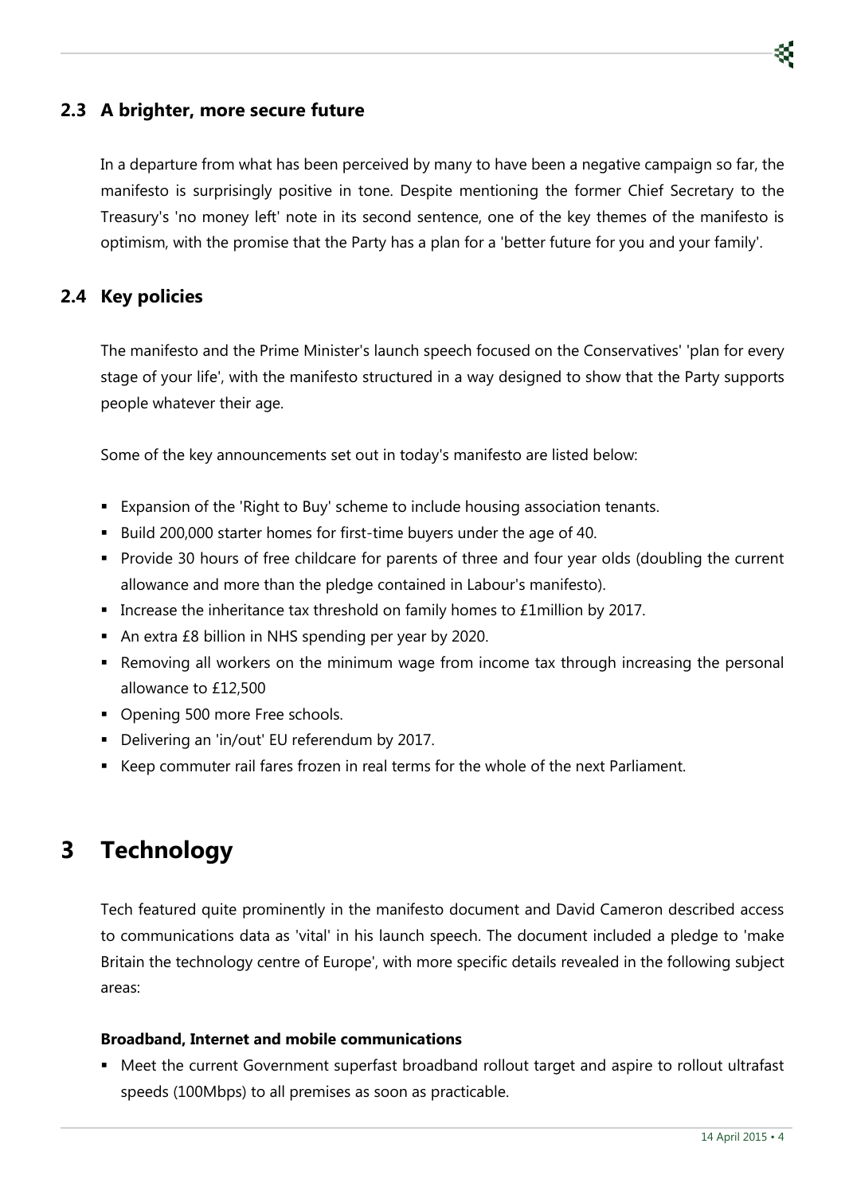## 2.3 A brighter, more secure future

In a departure from what has been perceived by many to have been a negative campaign so far, the manifesto is surprisingly positive in tone. Despite mentioning the former Chief Secretary to the Treasury's 'no money left' note in its second sentence, one of the key themes of the manifesto is optimism, with the promise that the Party has a plan for a 'better future for you and your family'.

## 2.4 Key policies

The manifesto and the Prime Minister's launch speech focused on the Conservatives' 'plan for every stage of your life', with the manifesto structured in a way designed to show that the Party supports people whatever their age.

Some of the key announcements set out in today's manifesto are listed below:

- Expansion of the 'Right to Buy' scheme to include housing association tenants.
- Build 200,000 starter homes for first-time buyers under the age of 40.
- Provide 30 hours of free childcare for parents of three and four year olds (doubling the current allowance and more than the pledge contained in Labour's manifesto).
- Increase the inheritance tax threshold on family homes to £1million by 2017.
- An extra £8 billion in NHS spending per year by 2020.
- Removing all workers on the minimum wage from income tax through increasing the personal allowance to £12,500
- Opening 500 more Free schools.
- Delivering an 'in/out' EU referendum by 2017.
- Keep commuter rail fares frozen in real terms for the whole of the next Parliament.

# 3 Technology

Tech featured quite prominently in the manifesto document and David Cameron described access to communications data as 'vital' in his launch speech. The document included a pledge to 'make Britain the technology centre of Europe', with more specific details revealed in the following subject areas:

**Broadband, Internet and mobile communications**

- Meet the current Government superfast broadband rollout target and aspire to rollout ultrafast speeds (100Mbps) to all premises as soon as practicable.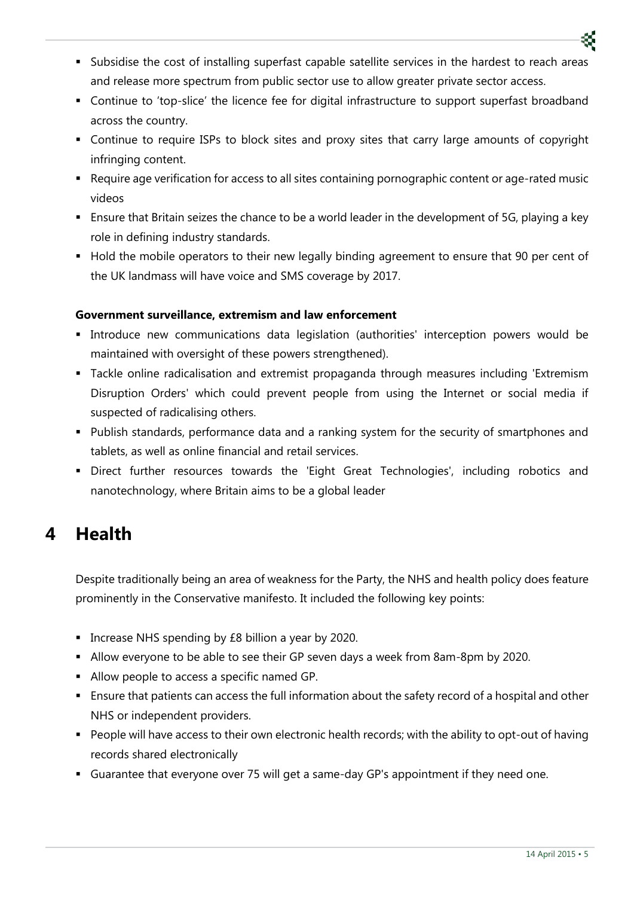- Subsidise the cost of installing superfast capable satellite services in the hardest to reach areas and release more spectrum from public sector use to allow greater private sector access.
- Continue to 'top-slice' the licence fee for digital infrastructure to support superfast broadband across the country.
- Continue to require ISPs to block sites and proxy sites that carry large amounts of copyright infringing content.
- Require age verification for access to all sites containing pornographic content or age-rated music videos
- Ensure that Britain seizes the chance to be a world leader in the development of 5G, playing a key role in defining industry standards.
- Hold the mobile operators to their new legally binding agreement to ensure that 90 per cent of the UK landmass will have voice and SMS coverage by 2017.

**Government surveillance, extremism and law enforcement**

- Introduce new communications data legislation (authorities' interception powers would be maintained with oversight of these powers strengthened).
- Tackle online radicalisation and extremist propaganda through measures including 'Extremism Disruption Orders' which could prevent people from using the Internet or social media if suspected of radicalising others.
- Publish standards, performance data and a ranking system for the security of smartphones and tablets, as well as online financial and retail services.
- Direct further resources towards the 'Eight Great Technologies', including robotics and nanotechnology, where Britain aims to be a global leader

# 4 Health

Despite traditionally being an area of weakness for the Party, the NHS and health policy does feature prominently in the Conservative manifesto. It included the following key points:

- Increase NHS spending by £8 billion a year by 2020.
- Allow everyone to be able to see their GP seven days a week from 8am-8pm by 2020.
- Allow people to access a specific named GP.
- Ensure that patients can access the full information about the safety record of a hospital and other NHS or independent providers.
- People will have access to their own electronic health records; with the ability to opt-out of having records shared electronically
- Guarantee that everyone over 75 will get a same-day GP's appointment if they need one.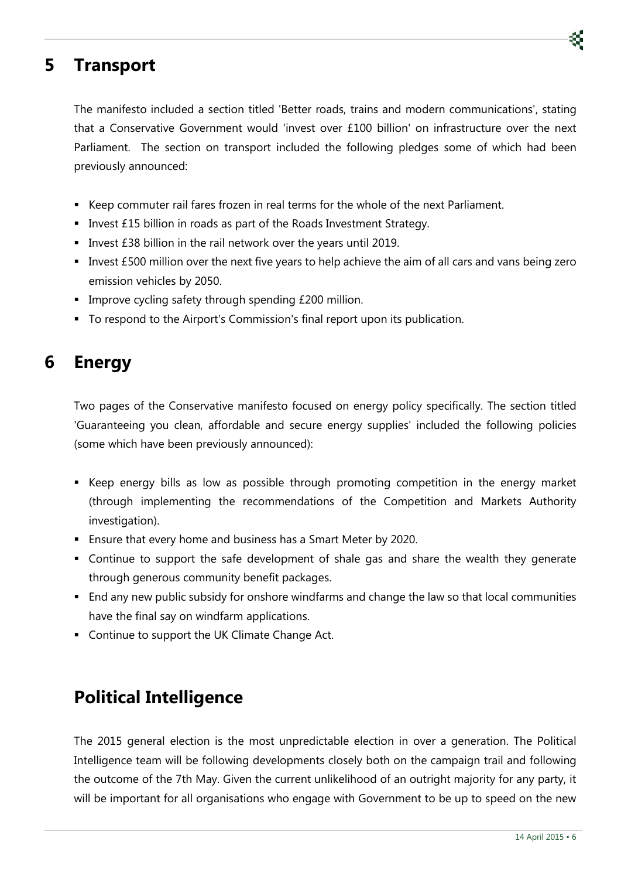## 5 Transport

The manifesto included a section titled 'Better roads, trains and modern communications', stating that a Conservative Government would 'invest over £100 billion' on infrastructure over the next Parliament. The section on transport included the following pledges some of which had been previously announced:

- Keep commuter rail fares frozen in real terms for the whole of the next Parliament.
- Invest £15 billion in roads as part of the Roads Investment Strategy.
- Invest £38 billion in the rail network over the years until 2019.
- Invest £500 million over the next five years to help achieve the aim of all cars and vans being zero emission vehicles by 2050.
- Improve cycling safety through spending £200 million.
- To respond to the Airport's Commission's final report upon its publication.

## 6 Energy

Two pages of the Conservative manifesto focused on energy policy specifically. The section titled 'Guaranteeing you clean, affordable and secure energy supplies' included the following policies (some which have been previously announced):

- Keep energy bills as low as possible through promoting competition in the energy market (through implementing the recommendations of the Competition and Markets Authority investigation).
- Ensure that every home and business has a Smart Meter by 2020.
- Continue to support the safe development of shale gas and share the wealth they generate through generous community benefit packages.
- End any new public subsidy for onshore windfarms and change the law so that local communities have the final say on windfarm applications.
- Continue to support the UK Climate Change Act.

## Political Intelligence

The 2015 general election is the most unpredictable election in over a generation. The Political Intelligence team will be following developments closely both on the campaign trail and following the outcome of the 7th May. Given the current unlikelihood of an outright majority for any party, it will be important for all organisations who engage with Government to be up to speed on the new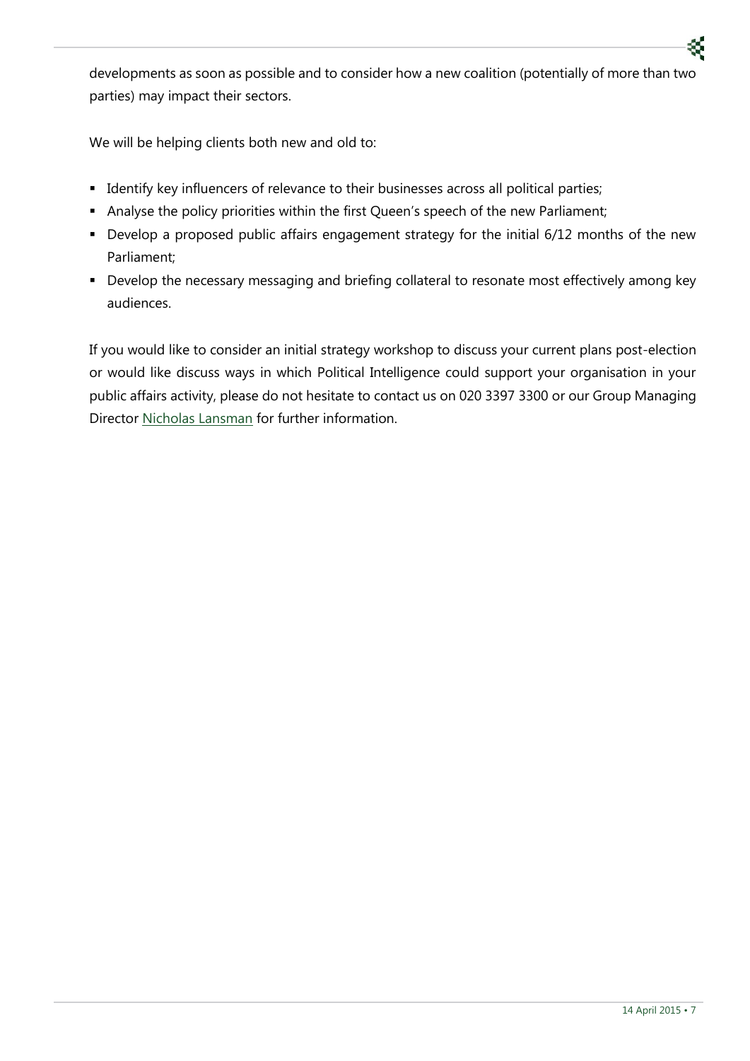developments as soon as possible and to consider how a new coalition (potentially of more than two parties) may impact their sectors.

We will be helping clients both new and old to:

- Identify key influencers of relevance to their businesses across all political parties;
- Analyse the policy priorities within the first Queen's speech of the new Parliament;
- Develop a proposed public affairs engagement strategy for the initial 6/12 months of the new Parliament;
- Develop the necessary messaging and briefing collateral to resonate most effectively among key audiences.

If you would like to consider an initial strategy workshop to discuss your current plans post-election or would like discuss ways in which Political Intelligence could support your organisation in your public affairs activity, please do not hesitate to contact us on 020 3397 3300 or our Group Managing Director Nicholas Lansman for further information.